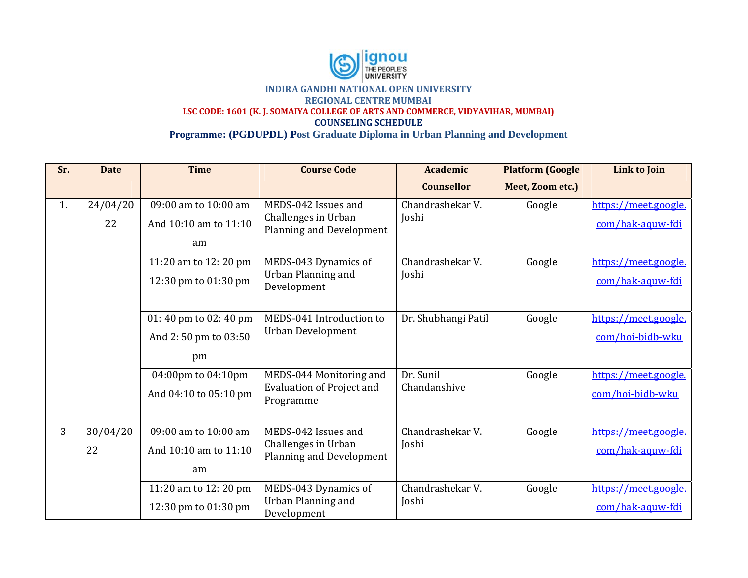**INDIRA GANDHI NATIONAL OPEN UNIVERSITY**

**REGIONAL CENTRE MUMBAI**

**LSC CODE: 1601 (K. J. SOMAIYA COLLEGE OF ARTS AND COMMERCE, VIDYAVIHAR, MUMBAI)**

**COUNSELING SCHEDULE**

**Programme: (PGDUPDL) Post Graduate Diploma in Urban Planning and Development**

| Sr. | Date | Time | Course Code | Academic Counsellor | Platform (Google Meet, Zoom etc.) | Link to Join |
|---|---|---|---|---|---|---|
| 1. | 24/04/2022 | 09:00 am to 10:00 am And 10:10 am to 11:10 am | MEDS-042 Issues and Challenges in Urban Planning and Development | Chandrashekar V. Joshi | Google | https://meet.google.com/hak-aquw-fdi |
| | | 11:20 am to 12: 20 pm 12:30 pm to 01:30 pm | MEDS-043 Dynamics of Urban Planning and Development | Chandrashekar V. Joshi | Google | https://meet.google.com/hak-aquw-fdi |
| | | 01: 40 pm to 02: 40 pm And 2: 50 pm to 03:50 pm | MEDS-041 Introduction to Urban Development | Dr. Shubhangi Patil | Google | https://meet.google.com/hoi-bidb-wku |
| | | 04:00pm to 04:10pm And 04:10 to 05:10 pm | MEDS-044 Monitoring and Evaluation of Project and Programme | Dr. Sunil Chandanshive | Google | https://meet.google.com/hoi-bidb-wku |
| 3 | 30/04/2022 | 09:00 am to 10:00 am And 10:10 am to 11:10 am | MEDS-042 Issues and Challenges in Urban Planning and Development | Chandrashekar V. Joshi | Google | https://meet.google.com/hak-aquw-fdi |
| | | 11:20 am to 12: 20 pm 12:30 pm to 01:30 pm | MEDS-043 Dynamics of Urban Planning and Development | Chandrashekar V. Joshi | Google | https://meet.google.com/hak-aquw-fdi |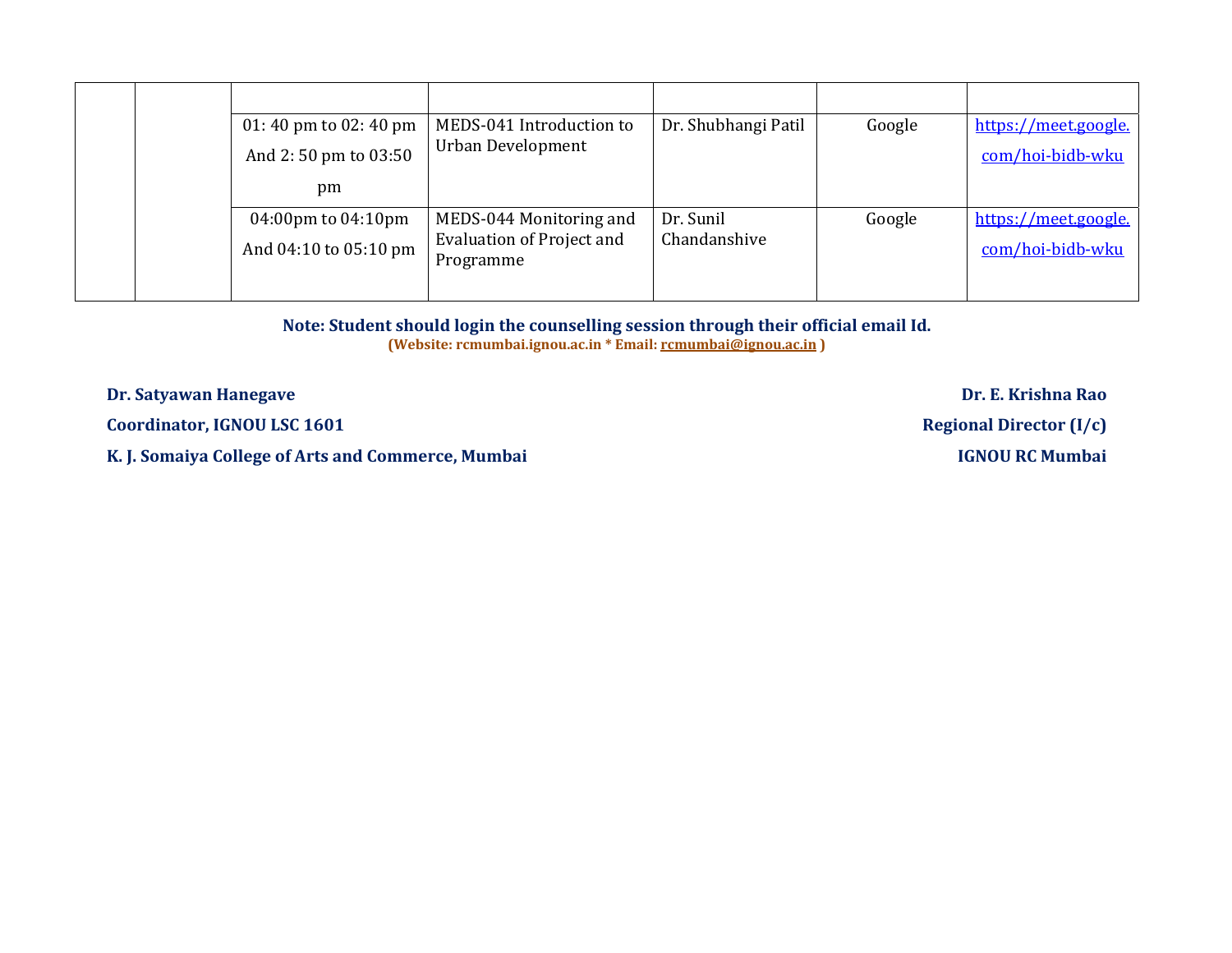| | | | | | | |
|---|---|---|---|---|---|---|
| | | | | | | |
| | | 01: 40 pm to 02: 40 pm And 2: 50 pm to 03:50 pm | MEDS-041 Introduction to Urban Development | Dr. Shubhangi Patil | Google | https://meet.google.com/hoi-bidb-wku |
| | | 04:00pm to 04:10pm And 04:10 to 05:10 pm | MEDS-044 Monitoring and Evaluation of Project and Programme | Dr. Sunil Chandanshive | Google | https://meet.google.com/hoi-bidb-wku |

**Note: Student should login the counselling session through their official email Id.**

**(Website: rcmumbai.ignou.ac.in * Email: rcmumbai@ignou.ac.in )**

**Dr. Satyawan Hanegave**
**Coordinator, IGNOU LSC 1601**
**K. J. Somaiya College of Arts and Commerce, Mumbai**

**Dr. E. Krishna Rao**
**Regional Director (I/c)**
**IGNOU RC Mumbai**